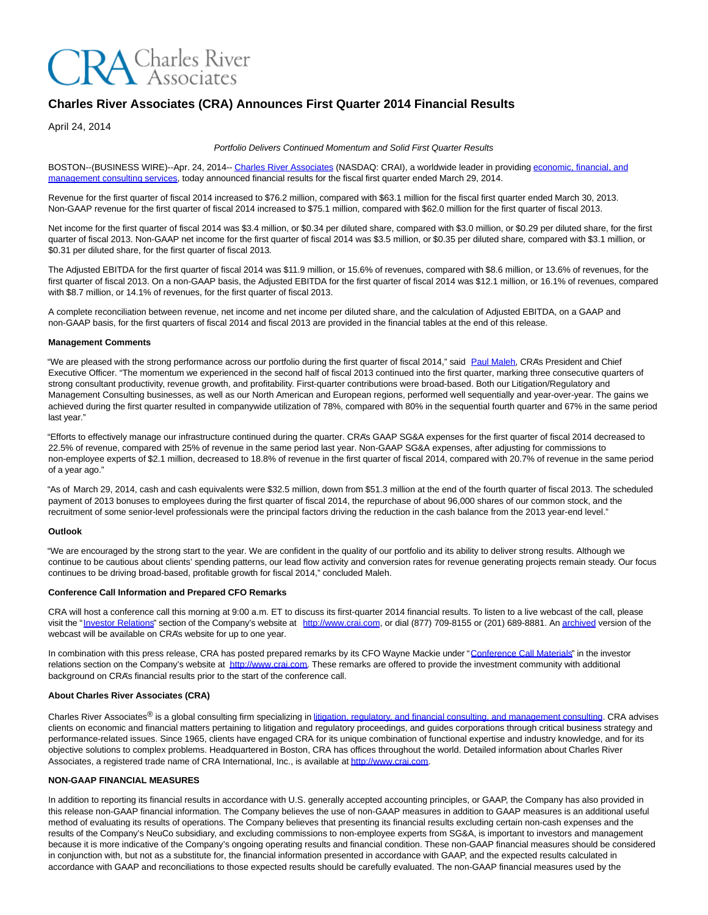# Charles River Associates (CRA) Announces First Quarter 2014 Financial Results

April 24, 2014

*Portfolio Delivers Continued Momentum and Solid First Quarter Results*

BOSTON--(BUSINESS WIRE)--Apr. 24, 2014-- Charles River Associates (NASDAQ: CRAI), a worldwide leader in providing economic, financial, and management consulting services, today announced financial results for the fiscal first quarter ended March 29, 2014.

Revenue for the first quarter of fiscal 2014 increased to $76.2 million, compared with $63.1 million for the fiscal first quarter ended March 30, 2013. Non-GAAP revenue for the first quarter of fiscal 2014 increased to $75.1 million, compared with $62.0 million for the first quarter of fiscal 2013.

Net income for the first quarter of fiscal 2014 was $3.4 million, or $0.34 per diluted share, compared with $3.0 million, or $0.29 per diluted share, for the first quarter of fiscal 2013. Non-GAAP net income for the first quarter of fiscal 2014 was $3.5 million, or $0.35 per diluted share, compared with $3.1 million, or $0.31 per diluted share, for the first quarter of fiscal 2013.

The Adjusted EBITDA for the first quarter of fiscal 2014 was $11.9 million, or 15.6% of revenues, compared with $8.6 million, or 13.6% of revenues, for the first quarter of fiscal 2013. On a non-GAAP basis, the Adjusted EBITDA for the first quarter of fiscal 2014 was $12.1 million, or 16.1% of revenues, compared with $8.7 million, or 14.1% of revenues, for the first quarter of fiscal 2013.

A complete reconciliation between revenue, net income and net income per diluted share, and the calculation of Adjusted EBITDA, on a GAAP and non-GAAP basis, for the first quarters of fiscal 2014 and fiscal 2013 are provided in the financial tables at the end of this release.

**Management Comments**

"We are pleased with the strong performance across our portfolio during the first quarter of fiscal 2014," said Paul Maleh, CRA's President and Chief Executive Officer. "The momentum we experienced in the second half of fiscal 2013 continued into the first quarter, marking three consecutive quarters of strong consultant productivity, revenue growth, and profitability. First-quarter contributions were broad-based. Both our Litigation/Regulatory and Management Consulting businesses, as well as our North American and European regions, performed well sequentially and year-over-year. The gains we achieved during the first quarter resulted in companywide utilization of 78%, compared with 80% in the sequential fourth quarter and 67% in the same period last year."

"Efforts to effectively manage our infrastructure continued during the quarter. CRA's GAAP SG&A expenses for the first quarter of fiscal 2014 decreased to 22.5% of revenue, compared with 25% of revenue in the same period last year. Non-GAAP SG&A expenses, after adjusting for commissions to non-employee experts of $2.1 million, decreased to 18.8% of revenue in the first quarter of fiscal 2014, compared with 20.7% of revenue in the same period of a year ago."

"As of March 29, 2014, cash and cash equivalents were $32.5 million, down from $51.3 million at the end of the fourth quarter of fiscal 2013. The scheduled payment of 2013 bonuses to employees during the first quarter of fiscal 2014, the repurchase of about 96,000 shares of our common stock, and the recruitment of some senior-level professionals were the principal factors driving the reduction in the cash balance from the 2013 year-end level."

**Outlook**

"We are encouraged by the strong start to the year. We are confident in the quality of our portfolio and its ability to deliver strong results. Although we continue to be cautious about clients' spending patterns, our lead flow activity and conversion rates for revenue generating projects remain steady. Our focus continues to be driving broad-based, profitable growth for fiscal 2014," concluded Maleh.

**Conference Call Information and Prepared CFO Remarks**

CRA will host a conference call this morning at 9:00 a.m. ET to discuss its first-quarter 2014 financial results. To listen to a live webcast of the call, please visit the "Investor Relations" section of the Company's website at http://www.crai.com, or dial (877) 709-8155 or (201) 689-8881. An archived version of the webcast will be available on CRA's website for up to one year.

In combination with this press release, CRA has posted prepared remarks by its CFO Wayne Mackie under "Conference Call Materials" in the investor relations section on the Company's website at http://www.crai.com. These remarks are offered to provide the investment community with additional background on CRA's financial results prior to the start of the conference call.

**About Charles River Associates (CRA)**

Charles River Associates® is a global consulting firm specializing in litigation, regulatory, and financial consulting, and management consulting. CRA advises clients on economic and financial matters pertaining to litigation and regulatory proceedings, and guides corporations through critical business strategy and performance-related issues. Since 1965, clients have engaged CRA for its unique combination of functional expertise and industry knowledge, and for its objective solutions to complex problems. Headquartered in Boston, CRA has offices throughout the world. Detailed information about Charles River Associates, a registered trade name of CRA International, Inc., is available at http://www.crai.com.

**NON-GAAP FINANCIAL MEASURES**

In addition to reporting its financial results in accordance with U.S. generally accepted accounting principles, or GAAP, the Company has also provided in this release non-GAAP financial information. The Company believes the use of non-GAAP measures in addition to GAAP measures is an additional useful method of evaluating its results of operations. The Company believes that presenting its financial results excluding certain non-cash expenses and the results of the Company's NeuCo subsidiary, and excluding commissions to non-employee experts from SG&A, is important to investors and management because it is more indicative of the Company's ongoing operating results and financial condition. These non-GAAP financial measures should be considered in conjunction with, but not as a substitute for, the financial information presented in accordance with GAAP, and the expected results calculated in accordance with GAAP and reconciliations to those expected results should be carefully evaluated. The non-GAAP financial measures used by the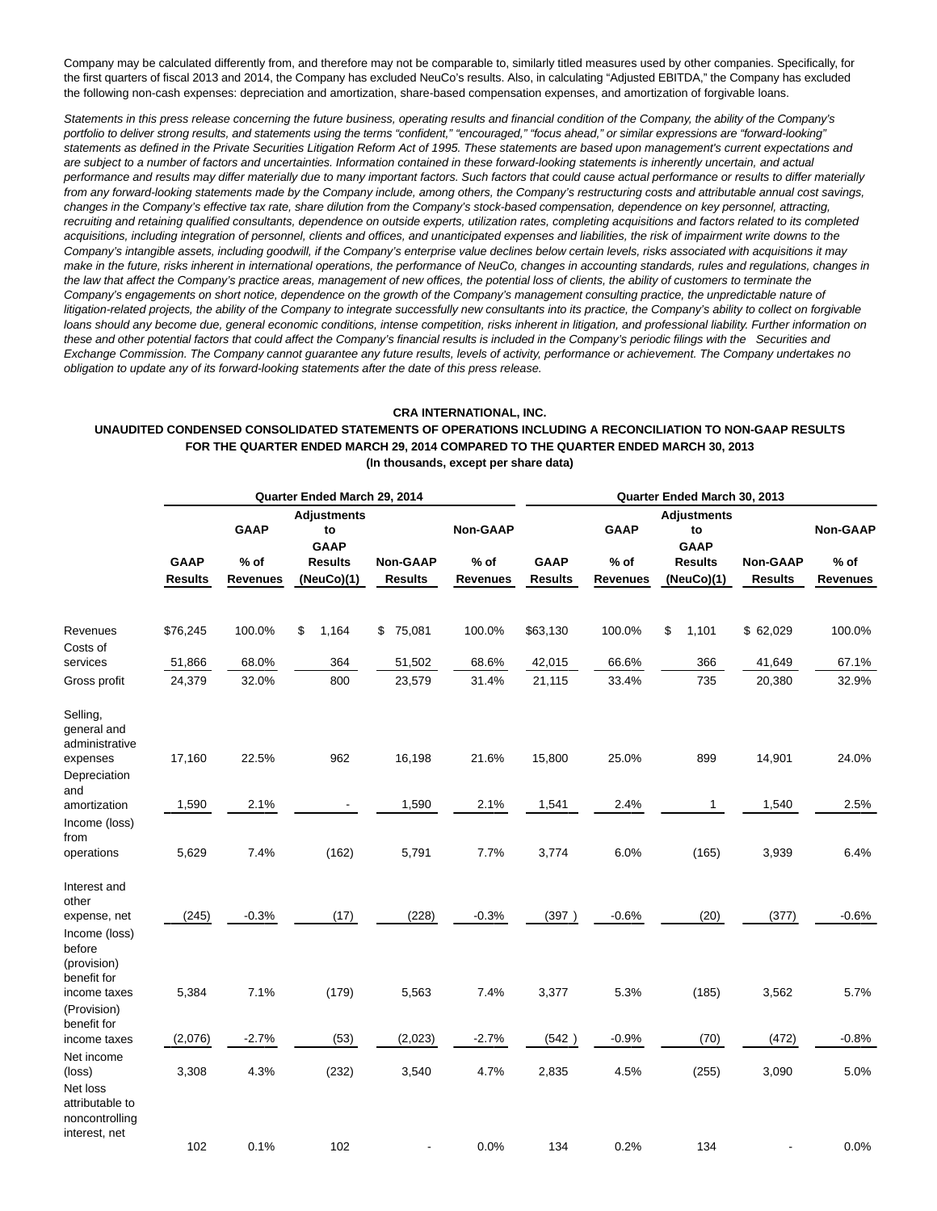Company may be calculated differently from, and therefore may not be comparable to, similarly titled measures used by other companies. Specifically, for the first quarters of fiscal 2013 and 2014, the Company has excluded NeuCo's results. Also, in calculating "Adjusted EBITDA," the Company has excluded the following non-cash expenses: depreciation and amortization, share-based compensation expenses, and amortization of forgivable loans.

*Statements in this press release concerning the future business, operating results and financial condition of the Company, the ability of the Company's portfolio to deliver strong results, and statements using the terms "confident," "encouraged," "focus ahead," or similar expressions are "forward-looking" statements as defined in the Private Securities Litigation Reform Act of 1995. These statements are based upon management's current expectations and are subject to a number of factors and uncertainties. Information contained in these forward-looking statements is inherently uncertain, and actual performance and results may differ materially due to many important factors. Such factors that could cause actual performance or results to differ materially from any forward-looking statements made by the Company include, among others, the Company's restructuring costs and attributable annual cost savings, changes in the Company's effective tax rate, share dilution from the Company's stock-based compensation, dependence on key personnel, attracting, recruiting and retaining qualified consultants, dependence on outside experts, utilization rates, completing acquisitions and factors related to its completed acquisitions, including integration of personnel, clients and offices, and unanticipated expenses and liabilities, the risk of impairment write downs to the Company's intangible assets, including goodwill, if the Company's enterprise value declines below certain levels, risks associated with acquisitions it may make in the future, risks inherent in international operations, the performance of NeuCo, changes in accounting standards, rules and regulations, changes in the law that affect the Company's practice areas, management of new offices, the potential loss of clients, the ability of customers to terminate the Company's engagements on short notice, dependence on the growth of the Company's management consulting practice, the unpredictable nature of litigation-related projects, the ability of the Company to integrate successfully new consultants into its practice, the Company's ability to collect on forgivable loans should any become due, general economic conditions, intense competition, risks inherent in litigation, and professional liability. Further information on these and other potential factors that could affect the Company's financial results is included in the Company's periodic filings with the Securities and Exchange Commission. The Company cannot guarantee any future results, levels of activity, performance or achievement. The Company undertakes no obligation to update any of its forward-looking statements after the date of this press release.*

**CRA INTERNATIONAL, INC.**

**UNAUDITED CONDENSED CONSOLIDATED STATEMENTS OF OPERATIONS INCLUDING A RECONCILIATION TO NON-GAAP RESULTS FOR THE QUARTER ENDED MARCH 29, 2014 COMPARED TO THE QUARTER ENDED MARCH 30, 2013**

**(In thousands, except per share data)**

| | Quarter Ended March 29, 2014 | | | | | Quarter Ended March 30, 2013 | | | | |
|---|---|---|---|---|---|---|---|---|---|---|
| | GAAP Results | GAAP % of Revenues | Adjustments to GAAP Results (NeuCo)(1) | Non-GAAP Results | Non-GAAP % of Revenues | GAAP Results | GAAP % of Revenues | Adjustments to GAAP Results (NeuCo)(1) | Non-GAAP Results | Non-GAAP % of Revenues |
| Revenues | $76,245 | 100.0% | $ 1,164 | $ 75,081 | 100.0% | $63,130 | 100.0% | $ 1,101 | $ 62,029 | 100.0% |
| Costs of services | 51,866 | 68.0% | 364 | 51,502 | 68.6% | 42,015 | 66.6% | 366 | 41,649 | 67.1% |
| Gross profit | 24,379 | 32.0% | 800 | 23,579 | 31.4% | 21,115 | 33.4% | 735 | 20,380 | 32.9% |
| Selling, general and administrative expenses | 17,160 | 22.5% | 962 | 16,198 | 21.6% | 15,800 | 25.0% | 899 | 14,901 | 24.0% |
| Depreciation and amortization | 1,590 | 2.1% | - | 1,590 | 2.1% | 1,541 | 2.4% | 1 | 1,540 | 2.5% |
| Income (loss) from operations | 5,629 | 7.4% | (162) | 5,791 | 7.7% | 3,774 | 6.0% | (165) | 3,939 | 6.4% |
| Interest and other expense, net | (245) | -0.3% | (17) | (228) | -0.3% | (397 ) | -0.6% | (20) | (377) | -0.6% |
| Income (loss) before (provision) benefit for income taxes | 5,384 | 7.1% | (179) | 5,563 | 7.4% | 3,377 | 5.3% | (185) | 3,562 | 5.7% |
| (Provision) benefit for income taxes | (2,076) | -2.7% | (53) | (2,023) | -2.7% | (542 ) | -0.9% | (70) | (472) | -0.8% |
| Net income (loss) | 3,308 | 4.3% | (232) | 3,540 | 4.7% | 2,835 | 4.5% | (255) | 3,090 | 5.0% |
| Net loss attributable to noncontrolling interest, net | 102 | 0.1% | 102 | - | 0.0% | 134 | 0.2% | 134 | - | 0.0% |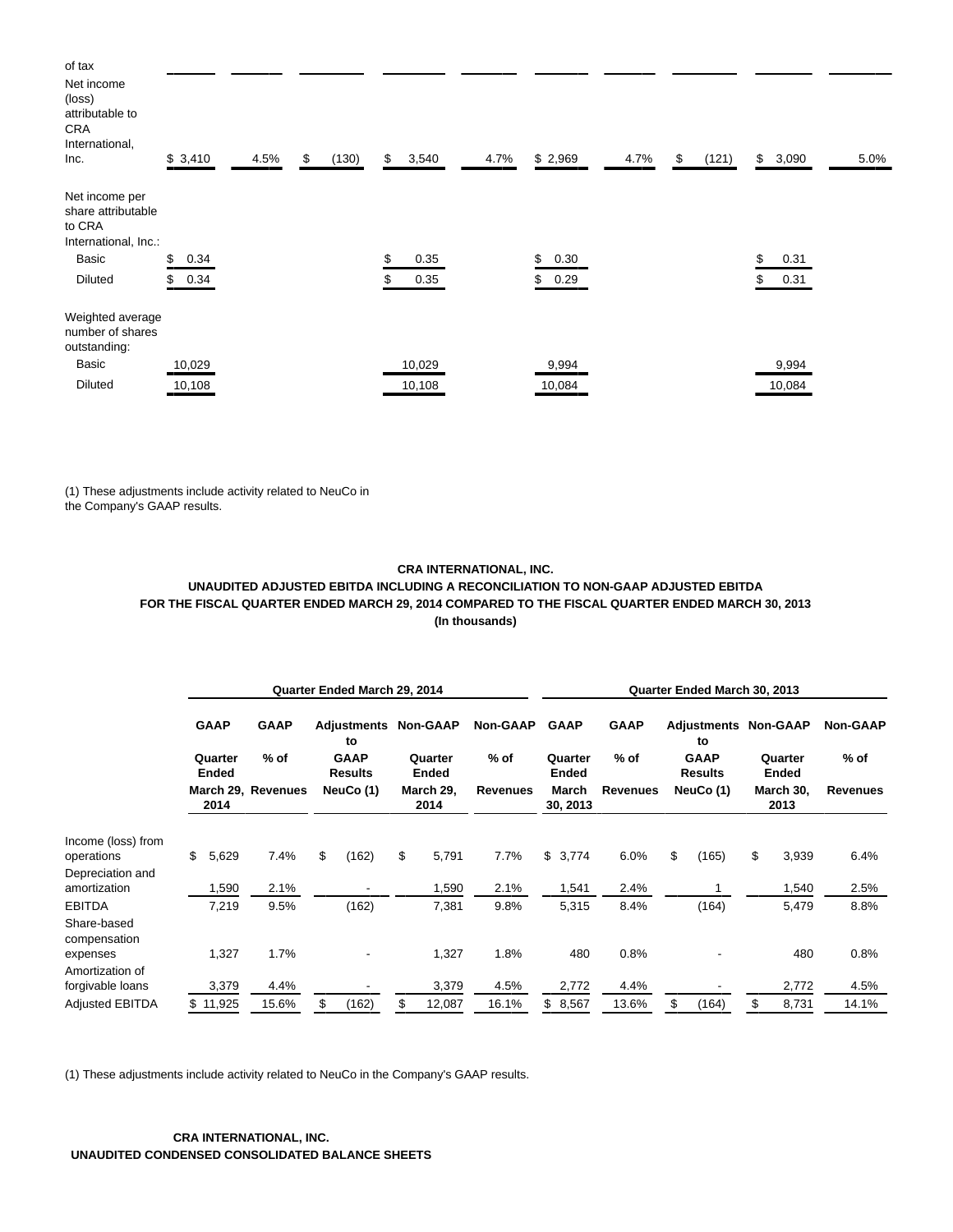| | | | | | | | | | | |
|---|---|---|---|---|---|---|---|---|---|---|
| of tax | | | | | | | | | | |
| Net income (loss) attributable to CRA International, Inc. | $ 3,410 | 4.5% | $ (130) | $ 3,540 | 4.7% | $ 2,969 | 4.7% | $ (121) | $ 3,090 | 5.0% |
| Net income per share attributable to CRA International, Inc.: | | | | | | | | | | |
| Basic | $ 0.34 | | | $ 0.35 | | $ 0.30 | | | $ 0.31 | |
| Diluted | $ 0.34 | | | $ 0.35 | | $ 0.29 | | | $ 0.31 | |
| Weighted average number of shares outstanding: | | | | | | | | | | |
| Basic | 10,029 | | | 10,029 | | 9,994 | | | 9,994 | |
| Diluted | 10,108 | | | 10,108 | | 10,084 | | | 10,084 | |

(1) These adjustments include activity related to NeuCo in the Company's GAAP results.

**CRA INTERNATIONAL, INC.**
**UNAUDITED ADJUSTED EBITDA INCLUDING A RECONCILIATION TO NON-GAAP ADJUSTED EBITDA**
**FOR THE FISCAL QUARTER ENDED MARCH 29, 2014 COMPARED TO THE FISCAL QUARTER ENDED MARCH 30, 2013**
**(In thousands)**

| | Quarter Ended March 29, 2014 | | | | | Quarter Ended March 30, 2013 | | | | |
|---|---|---|---|---|---|---|---|---|---|---|
| | GAAP Quarter Ended March 29, 2014 | GAAP % of Revenues | Adjustments to GAAP Results NeuCo (1) | Non-GAAP Quarter Ended March 29, 2014 | Non-GAAP % of Revenues | GAAP Quarter Ended March 30, 2013 | GAAP % of Revenues | Adjustments to GAAP Results NeuCo (1) | Non-GAAP Quarter Ended March 30, 2013 | Non-GAAP % of Revenues |
| Income (loss) from operations | $ 5,629 | 7.4% | $ (162) | $ 5,791 | 7.7% | $ 3,774 | 6.0% | $ (165) | $ 3,939 | 6.4% |
| Depreciation and amortization | 1,590 | 2.1% | - | 1,590 | 2.1% | 1,541 | 2.4% | 1 | 1,540 | 2.5% |
| EBITDA | 7,219 | 9.5% | (162) | 7,381 | 9.8% | 5,315 | 8.4% | (164) | 5,479 | 8.8% |
| Share-based compensation expenses | 1,327 | 1.7% | - | 1,327 | 1.8% | 480 | 0.8% | - | 480 | 0.8% |
| Amortization of forgivable loans | 3,379 | 4.4% | - | 3,379 | 4.5% | 2,772 | 4.4% | - | 2,772 | 4.5% |
| Adjusted EBITDA | $ 11,925 | 15.6% | $ (162) | $ 12,087 | 16.1% | $ 8,567 | 13.6% | $ (164) | $ 8,731 | 14.1% |

(1) These adjustments include activity related to NeuCo in the Company's GAAP results.

**CRA INTERNATIONAL, INC.**
**UNAUDITED CONDENSED CONSOLIDATED BALANCE SHEETS**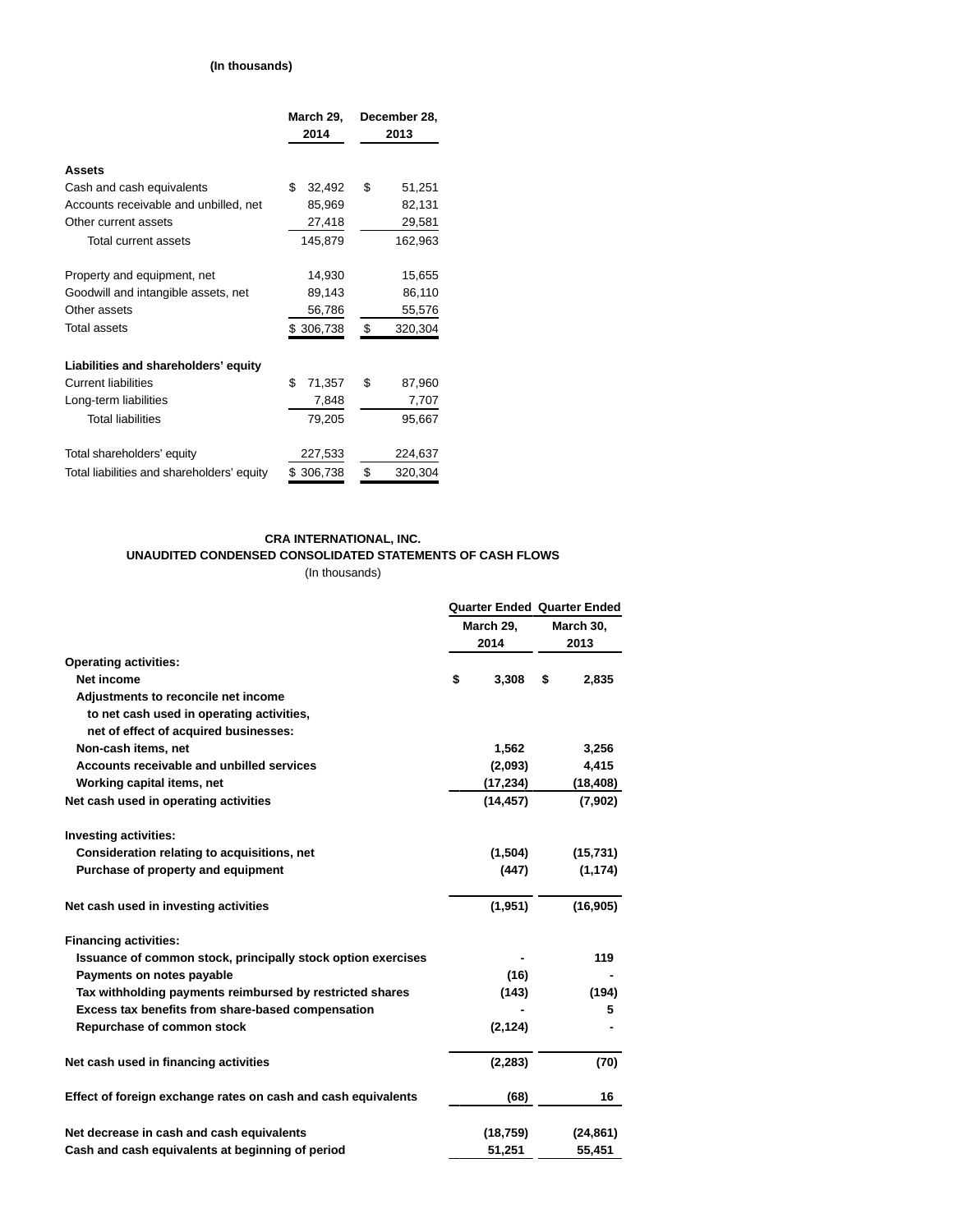(In thousands)

| | March 29, 2014 | December 28, 2013 |
|---|---|---|
| **Assets** | | |
| Cash and cash equivalents | $ 32,492 | $ 51,251 |
| Accounts receivable and unbilled, net | 85,969 | 82,131 |
| Other current assets | 27,418 | 29,581 |
| Total current assets | 145,879 | 162,963 |
| | | |
| Property and equipment, net | 14,930 | 15,655 |
| Goodwill and intangible assets, net | 89,143 | 86,110 |
| Other assets | 56,786 | 55,576 |
| Total assets | $ 306,738 | $ 320,304 |
| | | |
| **Liabilities and shareholders' equity** | | |
| Current liabilities | $ 71,357 | $ 87,960 |
| Long-term liabilities | 7,848 | 7,707 |
| Total liabilities | 79,205 | 95,667 |
| | | |
| Total shareholders' equity | 227,533 | 224,637 |
| Total liabilities and shareholders' equity | $ 306,738 | $ 320,304 |

**CRA INTERNATIONAL, INC.**
**UNAUDITED CONDENSED CONSOLIDATED STATEMENTS OF CASH FLOWS**
(In thousands)

| | Quarter Ended March 29, 2014 | Quarter Ended March 30, 2013 |
|---|---|---|
| **Operating activities:** | | |
| **Net income** | **$ 3,308** | **$ 2,835** |
| **Adjustments to reconcile net income to net cash used in operating activities, net of effect of acquired businesses:** | | |
| **Non-cash items, net** | **1,562** | **3,256** |
| **Accounts receivable and unbilled services** | **(2,093)** | **4,415** |
| **Working capital items, net** | **(17,234)** | **(18,408)** |
| **Net cash used in operating activities** | **(14,457)** | **(7,902)** |
| | | |
| **Investing activities:** | | |
| **Consideration relating to acquisitions, net** | **(1,504)** | **(15,731)** |
| **Purchase of property and equipment** | **(447)** | **(1,174)** |
| | | |
| **Net cash used in investing activities** | **(1,951)** | **(16,905)** |
| | | |
| **Financing activities:** | | |
| **Issuance of common stock, principally stock option exercises** | **-** | **119** |
| **Payments on notes payable** | **(16)** | **-** |
| **Tax withholding payments reimbursed by restricted shares** | **(143)** | **(194)** |
| **Excess tax benefits from share-based compensation** | **-** | **5** |
| **Repurchase of common stock** | **(2,124)** | **-** |
| | | |
| **Net cash used in financing activities** | **(2,283)** | **(70)** |
| | | |
| **Effect of foreign exchange rates on cash and cash equivalents** | **(68)** | **16** |
| | | |
| **Net decrease in cash and cash equivalents** | **(18,759)** | **(24,861)** |
| **Cash and cash equivalents at beginning of period** | **51,251** | **55,451** |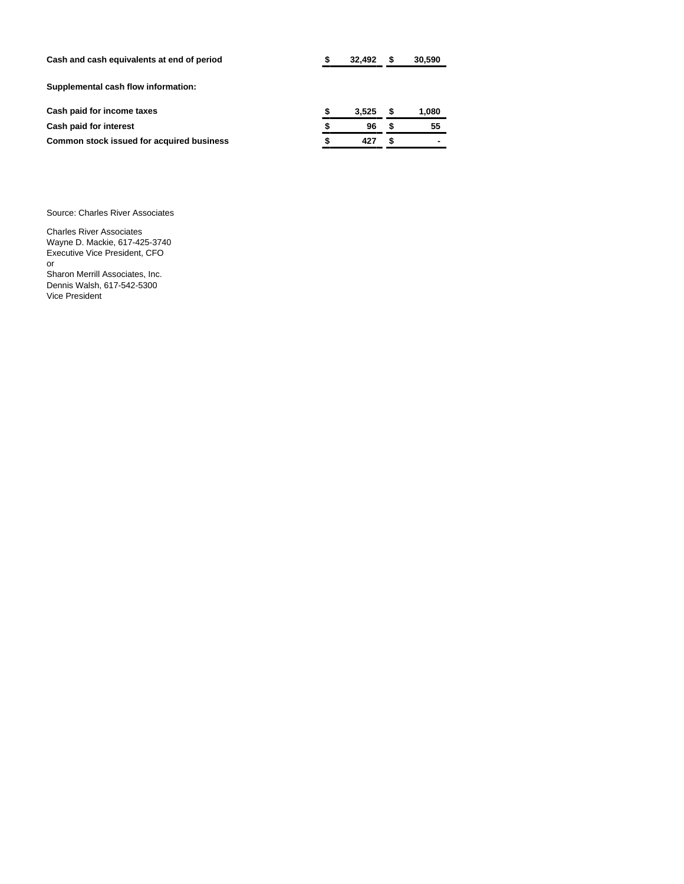| | | |
|---|---|---|
| **Cash and cash equivalents at end of period** | **$ 32,492** | **$ 30,590** |
| **Supplemental cash flow information:** | | |
| **Cash paid for income taxes** | **$ 3,525** | **$ 1,080** |
| **Cash paid for interest** | **$ 96** | **$ 55** |
| **Common stock issued for acquired business** | **$ 427** | **$ -** |

Source: Charles River Associates

Charles River Associates
Wayne D. Mackie, 617-425-3740
Executive Vice President, CFO
or
Sharon Merrill Associates, Inc.
Dennis Walsh, 617-542-5300
Vice President